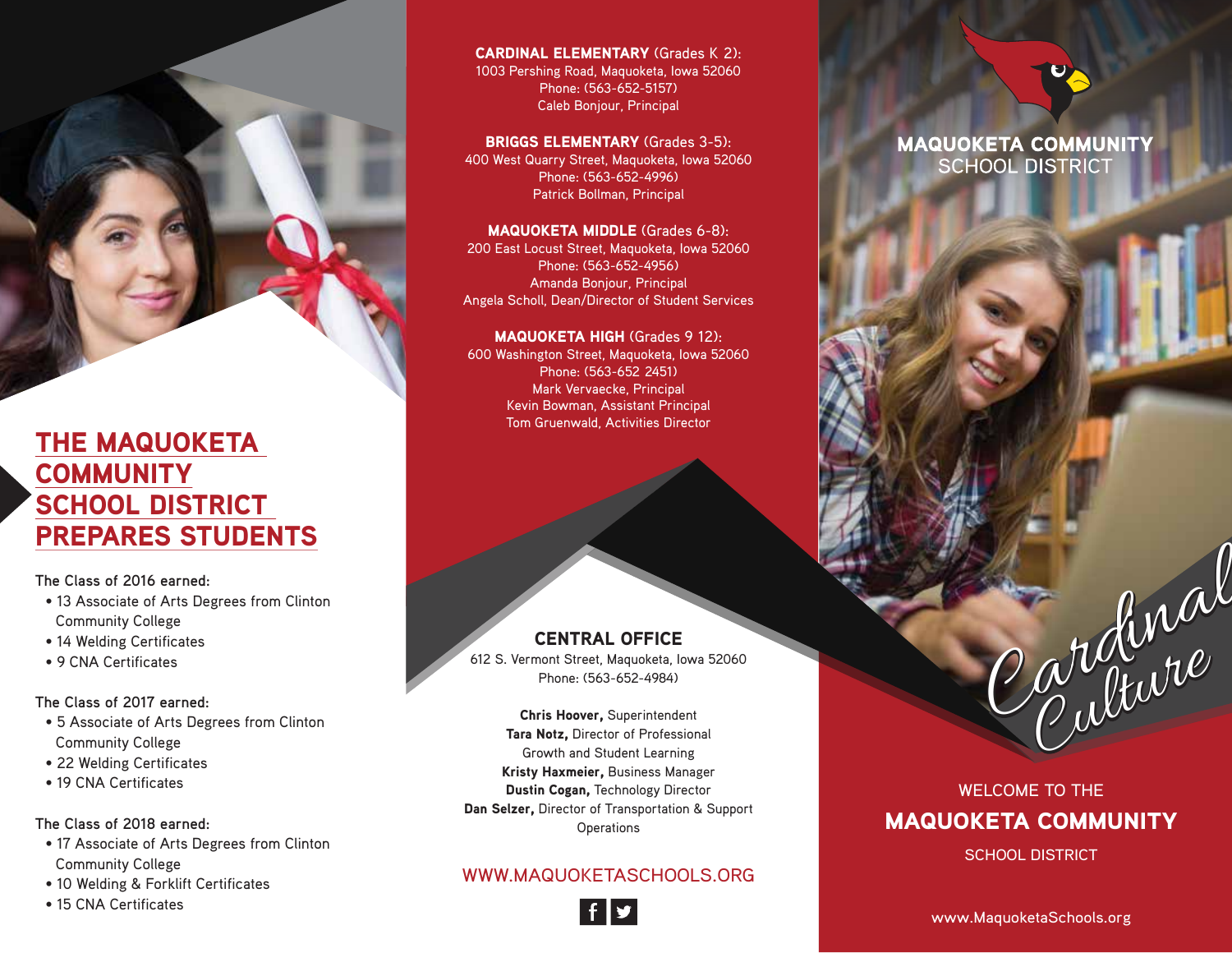## THE MAQUOKETA COMMUNITY SCHOOL DISTRICT PREPARES STUDENTS

**The Class of 2016 earned:**

- 13 Associate of Arts Degrees from Clinton Community College
- 14 Welding Certificates
- 9 CNA Certificates

**The Class of 2017 earned:**

- 5 Associate of Arts Degrees from Clinton Community College
- 22 Welding Certificates
- 19 CNA Certificates

**The Class of 2018 earned:**

- 17 Associate of Arts Degrees from Clinton Community College
- 10 Welding & Forklift Certificates
- 15 CNA Certificates

**CARDINAL ELEMENTARY** (Grades K 2):
1003 Pershing Road, Maquoketa, Iowa 52060
Phone: (563-652-5157)
Caleb Bonjour, Principal

**BRIGGS ELEMENTARY** (Grades 3-5):
400 West Quarry Street, Maquoketa, Iowa 52060
Phone: (563-652-4996)
Patrick Bollman, Principal

**MAQUOKETA MIDDLE** (Grades 6-8):
200 East Locust Street, Maquoketa, Iowa 52060
Phone: (563-652-4956)
Amanda Bonjour, Principal
Angela Scholl, Dean/Director of Student Services

**MAQUOKETA HIGH** (Grades 9 12):
600 Washington Street, Maquoketa, Iowa 52060
Phone: (563-652 2451)
Mark Vervaecke, Principal
Kevin Bowman, Assistant Principal
Tom Gruenwald, Activities Director

## CENTRAL OFFICE

612 S. Vermont Street, Maquoketa, Iowa 52060
Phone: (563-652-4984)

**Chris Hoover,** Superintendent
**Tara Notz,** Director of Professional Growth and Student Learning
**Kristy Haxmeier,** Business Manager
**Dustin Cogan,** Technology Director
**Dan Selzer,** Director of Transportation & Support Operations

WWW.MAQUOKETASCHOOLS.ORG

**MAQUOKETA COMMUNITY** SCHOOL DISTRICT

*Cardinal Culture*

WELCOME TO THE
**MAQUOKETA COMMUNITY**
SCHOOL DISTRICT

www.MaquoketaSchools.org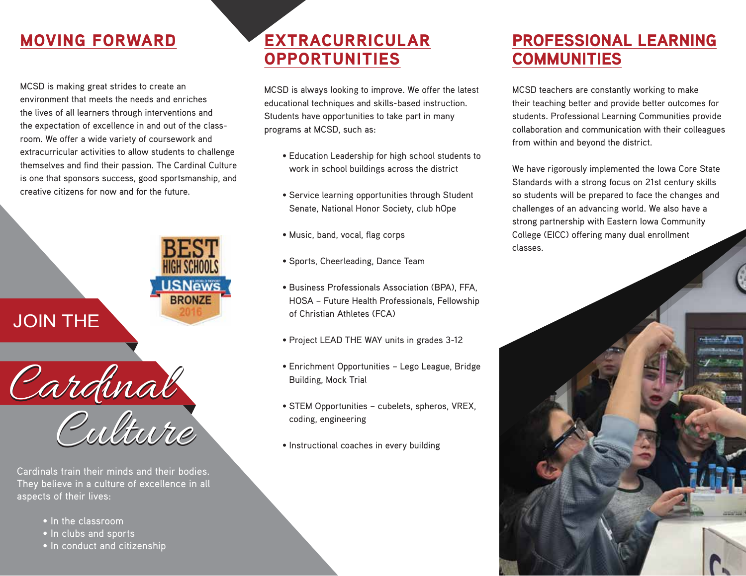## MOVING FORWARD

MCSD is making great strides to create an environment that meets the needs and enriches the lives of all learners through interventions and the expectation of excellence in and out of the classroom. We offer a wide variety of coursework and extracurricular activities to allow students to challenge themselves and find their passion. The Cardinal Culture is one that sponsors success, good sportsmanship, and creative citizens for now and for the future.

BEST HIGH SCHOOLS
US News
BRONZE
2016

JOIN THE

*Cardinal Culture*

Cardinals train their minds and their bodies. They believe in a culture of excellence in all aspects of their lives:

- In the classroom
- In clubs and sports
- In conduct and citizenship

## EXTRACURRICULAR OPPORTUNITIES

MCSD is always looking to improve. We offer the latest educational techniques and skills-based instruction. Students have opportunities to take part in many programs at MCSD, such as:

- Education Leadership for high school students to work in school buildings across the district
- Service learning opportunities through Student Senate, National Honor Society, club hOpe
- Music, band, vocal, flag corps
- Sports, Cheerleading, Dance Team
- Business Professionals Association (BPA), FFA, HOSA – Future Health Professionals, Fellowship of Christian Athletes (FCA)
- Project LEAD THE WAY units in grades 3-12
- Enrichment Opportunities – Lego League, Bridge Building, Mock Trial
- STEM Opportunities – cubelets, spheros, VREX, coding, engineering
- Instructional coaches in every building

## PROFESSIONAL LEARNING COMMUNITIES

MCSD teachers are constantly working to make their teaching better and provide better outcomes for students. Professional Learning Communities provide collaboration and communication with their colleagues from within and beyond the district.

We have rigorously implemented the Iowa Core State Standards with a strong focus on 21st century skills so students will be prepared to face the changes and challenges of an advancing world. We also have a strong partnership with Eastern Iowa Community College (EICC) offering many dual enrollment classes.